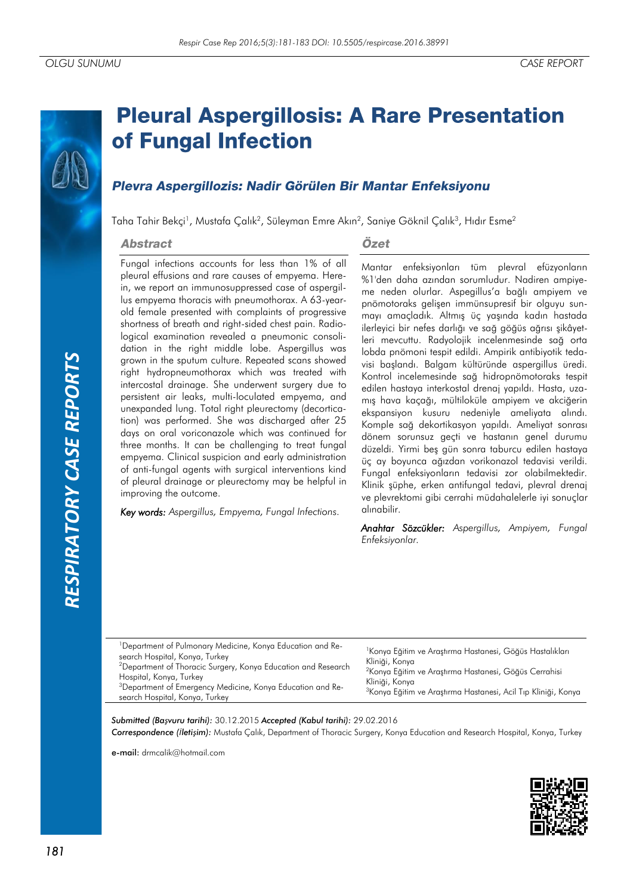OLGU SUNUMU — CASE REPORT

# Pleural Aspergillosis: A Rare Presentation of Fungal Infection

## *Plevra Aspergillozis: Nadir Görülen Bir Mantar Enfeksiyonu*

Taha Tahir Bekçi[1], Mustafa Çalık[2], Süleyman Emre Akın[2], Saniye Göknil Çalık[3], Hıdır Esme[2]

### Abstract

Fungal infections accounts for less than 1% of all pleural effusions and rare causes of empyema. Herein, we report an immunosuppressed case of aspergillus empyema thoracis with pneumothorax. A 63-year-old female presented with complaints of progressive shortness of breath and right-sided chest pain. Radiological examination revealed a pneumonic consolidation in the right middle lobe. Aspergillus was grown in the sputum culture. Repeated scans showed right hydropneumothorax which was treated with intercostal drainage. She underwent surgery due to persistent air leaks, multi-loculated empyema, and unexpanded lung. Total right pleurectomy (decortication) was performed. She was discharged after 25 days on oral voriconazole which was continued for three months. It can be challenging to treat fungal empyema. Clinical suspicion and early administration of anti-fungal agents with surgical interventions kind of pleural drainage or pleurectomy may be helpful in improving the outcome.

*Key words:* *Aspergillus, Empyema, Fungal Infections.*

### Özet

Mantar enfeksiyonları tüm plevral efüzyonların %1'den daha azından sorumludur. Nadiren ampiyeme neden olurlar. Aspegillus'a bağlı ampiyem ve pnömotoraks gelişen immünsupresif bir olguyu sunmayı amaçladık. Altmış üç yaşında kadın hastada ilerleyici bir nefes darlığı ve sağ göğüs ağrısı şikâyetleri mevcuttu. Radyolojik incelenmesinde sağ orta lobda pnömoni tespit edildi. Ampirik antibiyotik tedavisi başlandı. Balgam kültüründe aspergillus üredi. Kontrol incelemesinde sağ hidropnömotoraks tespit edilen hastaya interkostal drenaj yapıldı. Hasta, uzamış hava kaçağı, mültiloküle ampiyem ve akciğerin ekspansiyon kusuru nedeniyle ameliyata alındı. Komple sağ dekortikasyon yapıldı. Ameliyat sonrası dönem sorunsuz geçti ve hastanın genel durumu düzeldi. Yirmi beş gün sonra taburcu edilen hastaya üç ay boyunca ağızdan vorikonazol tedavisi verildi. Fungal enfeksiyonların tedavisi zor olabilmektedir. Klinik şüphe, erken antifungal tedavi, plevral drenaj ve plevrektomi gibi cerrahi müdahalelerle iyi sonuçlar alınabilir.

*Anahtar Sözcükler:* *Aspergillus, Ampiyem, Fungal Enfeksiyonlar.*

---

[1]Department of Pulmonary Medicine, Konya Education and Research Hospital, Konya, Turkey
[2]Department of Thoracic Surgery, Konya Education and Research Hospital, Konya, Turkey
[3]Department of Emergency Medicine, Konya Education and Research Hospital, Konya, Turkey

[1]Konya Eğitim ve Araştırma Hastanesi, Göğüs Hastalıkları Kliniği, Konya
[2]Konya Eğitim ve Araştırma Hastanesi, Göğüs Cerrahisi Kliniği, Konya
[3]Konya Eğitim ve Araştırma Hastanesi, Acil Tıp Kliniği, Konya

*Submitted (Başvuru tarihi):* 30.12.2015 *Accepted (Kabul tarihi):* 29.02.2016

*Correspondence (iletişim):* Mustafa Çalık, Department of Thoracic Surgery, Konya Education and Research Hospital, Konya, Turkey

**e-mail:** drmcalik@hotmail.com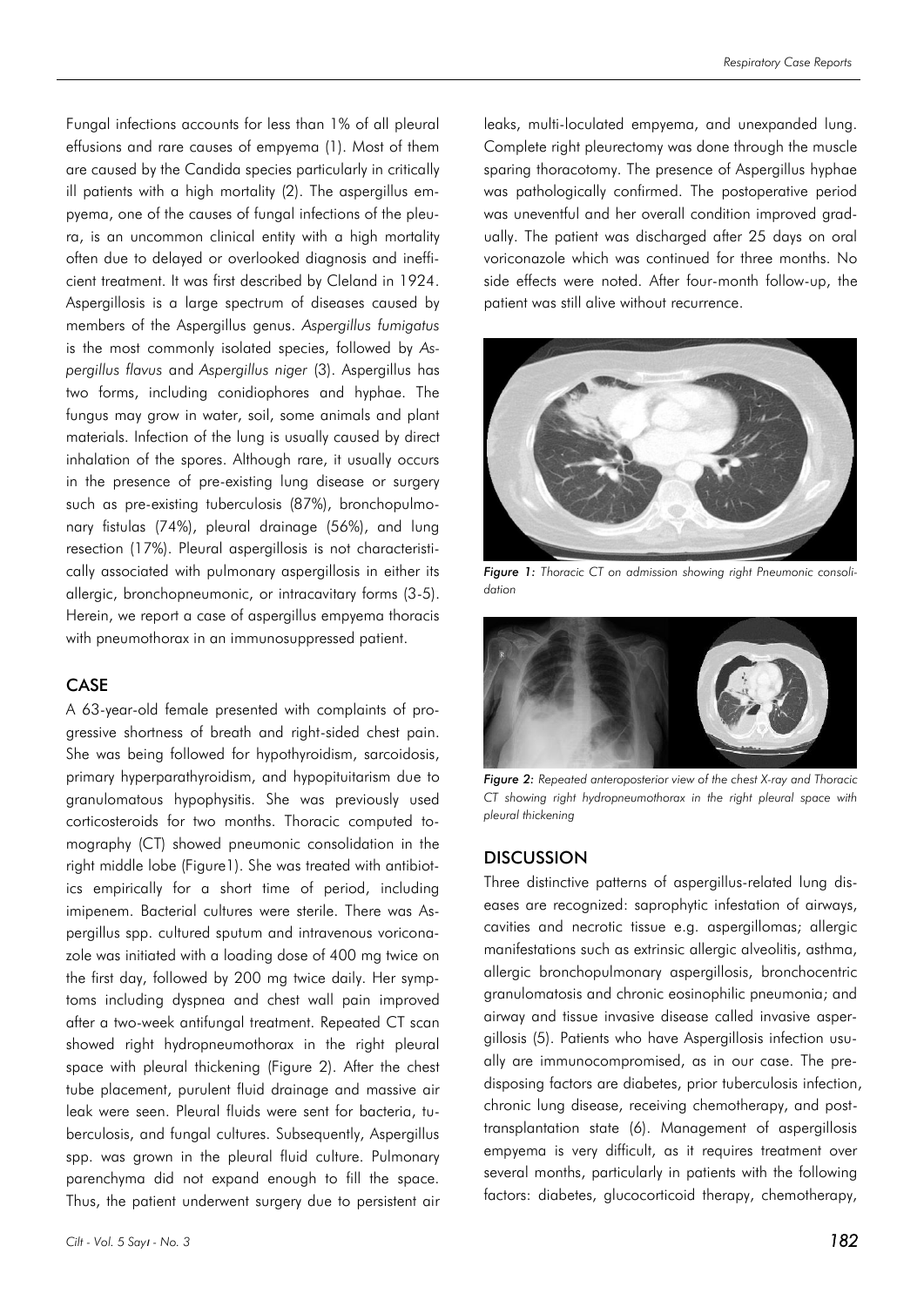Fungal infections accounts for less than 1% of all pleural effusions and rare causes of empyema (1). Most of them are caused by the Candida species particularly in critically ill patients with a high mortality (2). The aspergillus empyema, one of the causes of fungal infections of the pleura, is an uncommon clinical entity with a high mortality often due to delayed or overlooked diagnosis and inefficient treatment. It was first described by Cleland in 1924. Aspergillosis is a large spectrum of diseases caused by members of the Aspergillus genus. *Aspergillus fumigatus* is the most commonly isolated species, followed by *Aspergillus flavus* and *Aspergillus niger* (3). Aspergillus has two forms, including conidiophores and hyphae. The fungus may grow in water, soil, some animals and plant materials. Infection of the lung is usually caused by direct inhalation of the spores. Although rare, it usually occurs in the presence of pre-existing lung disease or surgery such as pre-existing tuberculosis (87%), bronchopulmonary fistulas (74%), pleural drainage (56%), and lung resection (17%). Pleural aspergillosis is not characteristically associated with pulmonary aspergillosis in either its allergic, bronchopneumonic, or intracavitary forms (3-5). Herein, we report a case of aspergillus empyema thoracis with pneumothorax in an immunosuppressed patient.

## CASE

A 63-year-old female presented with complaints of progressive shortness of breath and right-sided chest pain. She was being followed for hypothyroidism, sarcoidosis, primary hyperparathyroidism, and hypopituitarism due to granulomatous hypophysitis. She was previously used corticosteroids for two months. Thoracic computed tomography (CT) showed pneumonic consolidation in the right middle lobe (Figure1). She was treated with antibiotics empirically for a short time of period, including imipenem. Bacterial cultures were sterile. There was Aspergillus spp. cultured sputum and intravenous voriconazole was initiated with a loading dose of 400 mg twice on the first day, followed by 200 mg twice daily. Her symptoms including dyspnea and chest wall pain improved after a two-week antifungal treatment. Repeated CT scan showed right hydropneumothorax in the right pleural space with pleural thickening (Figure 2). After the chest tube placement, purulent fluid drainage and massive air leak were seen. Pleural fluids were sent for bacteria, tuberculosis, and fungal cultures. Subsequently, Aspergillus spp. was grown in the pleural fluid culture. Pulmonary parenchyma did not expand enough to fill the space. Thus, the patient underwent surgery due to persistent air leaks, multi-loculated empyema, and unexpanded lung. Complete right pleurectomy was done through the muscle sparing thoracotomy. The presence of Aspergillus hyphae was pathologically confirmed. The postoperative period was uneventful and her overall condition improved gradually. The patient was discharged after 25 days on oral voriconazole which was continued for three months. No side effects were noted. After four-month follow-up, the patient was still alive without recurrence.

*Figure 1: Thoracic CT on admission showing right Pneumonic consolidation*

*Figure 2: Repeated anteroposterior view of the chest X-ray and Thoracic CT showing right hydropneumothorax in the right pleural space with pleural thickening*

## DISCUSSION

Three distinctive patterns of aspergillus-related lung diseases are recognized: saprophytic infestation of airways, cavities and necrotic tissue e.g. aspergillomas; allergic manifestations such as extrinsic allergic alveolitis, asthma, allergic bronchopulmonary aspergillosis, bronchocentric granulomatosis and chronic eosinophilic pneumonia; and airway and tissue invasive disease called invasive aspergillosis (5). Patients who have Aspergillosis infection usually are immunocompromised, as in our case. The predisposing factors are diabetes, prior tuberculosis infection, chronic lung disease, receiving chemotherapy, and post-transplantation state (6). Management of aspergillosis empyema is very difficult, as it requires treatment over several months, particularly in patients with the following factors: diabetes, glucocorticoid therapy, chemotherapy,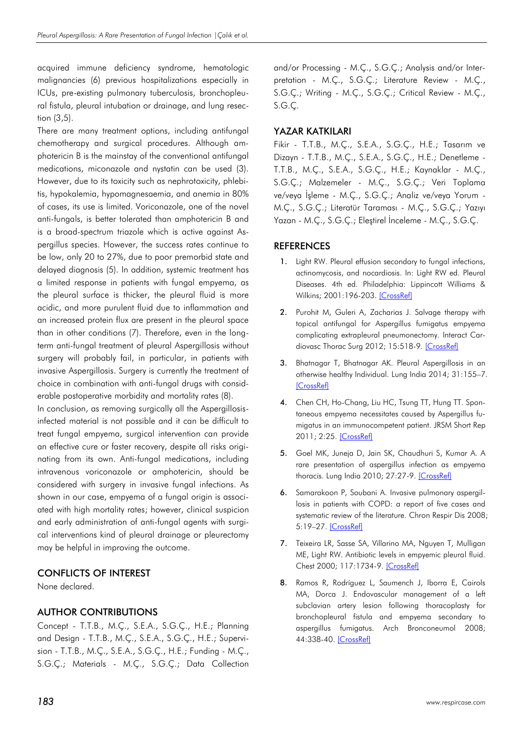acquired immune deficiency syndrome, hematologic malignancies (6) previous hospitalizations especially in ICUs, pre-existing pulmonary tuberculosis, bronchopleural fistula, pleural intubation or drainage, and lung resection (3,5).

There are many treatment options, including antifungal chemotherapy and surgical procedures. Although amphotericin B is the mainstay of the conventional antifungal medications, miconazole and nystatin can be used (3). However, due to its toxicity such as nephrotoxicity, phlebitis, hypokalemia, hypomagnesaemia, and anemia in 80% of cases, its use is limited. Voriconazole, one of the novel anti-fungals, is better tolerated than amphotericin B and is a broad-spectrum triazole which is active against Aspergillus species. However, the success rates continue to be low, only 20 to 27%, due to poor premorbid state and delayed diagnosis (5). In addition, systemic treatment has a limited response in patients with fungal empyema, as the pleural surface is thicker, the pleural fluid is more acidic, and more purulent fluid due to inflammation and an increased protein flux are present in the pleural space than in other conditions (7). Therefore, even in the long-term anti-fungal treatment of pleural Aspergillosis without surgery will probably fail, in particular, in patients with invasive Aspergillosis. Surgery is currently the treatment of choice in combination with anti-fungal drugs with considerable postoperative morbidity and mortality rates (8).

In conclusion, as removing surgically all the Aspergillosis-infected material is not possible and it can be difficult to treat fungal empyema, surgical intervention can provide an effective cure or faster recovery, despite all risks originating from its own. Anti-fungal medications, including intravenous voriconazole or amphotericin, should be considered with surgery in invasive fungal infections. As shown in our case, empyema of a fungal origin is associated with high mortality rates; however, clinical suspicion and early administration of anti-fungal agents with surgical interventions kind of pleural drainage or pleurectomy may be helpful in improving the outcome.

## CONFLICTS OF INTEREST

None declared.

## AUTHOR CONTRIBUTIONS

Concept - T.T.B., M.Ç., S.E.A., S.G.Ç., H.E.; Planning and Design - T.T.B., M.Ç., S.E.A., S.G.Ç., H.E.; Supervision - T.T.B., M.Ç., S.E.A., S.G.Ç., H.E.; Funding - M.Ç., S.G.Ç.; Materials - M.Ç., S.G.Ç.; Data Collection and/or Processing - M.Ç., S.G.Ç.; Analysis and/or Interpretation - M.Ç., S.G.Ç.; Literature Review - M.Ç., S.G.Ç.; Writing - M.Ç., S.G.Ç.; Critical Review - M.Ç., S.G.Ç.

## YAZAR KATKILARI

Fikir - T.T.B., M.Ç., S.E.A., S.G.Ç., H.E.; Tasarım ve Dizayn - T.T.B., M.Ç., S.E.A., S.G.Ç., H.E.; Denetleme - T.T.B., M.Ç., S.E.A., S.G.Ç., H.E.; Kaynaklar - M.Ç., S.G.Ç.; Malzemeler - M.Ç., S.G.Ç.; Veri Toplama ve/veya İşleme - M.Ç., S.G.Ç.; Analiz ve/veya Yorum - M.Ç., S.G.Ç.; Literatür Taraması - M.Ç., S.G.Ç.; Yazıyı Yazan - M.Ç., S.G.Ç.; Eleştirel İnceleme - M.Ç., S.G.Ç.

## REFERENCES

1. Light RW. Pleural effusion secondary to fungal infections, actinomycosis, and nocardiosis. In: Light RW ed. Pleural Diseases. 4th ed. Philadelphia: Lippincott Williams & Wilkins; 2001:196-203. [CrossRef]
2. Purohit M, Guleri A, Zacharias J. Salvage therapy with topical antifungal for Aspergillus fumigatus empyema complicating extrapleural pneumonectomy. Interact Cardiovasc Thorac Surg 2012; 15:518-9. [CrossRef]
3. Bhatnagar T, Bhatnagar AK. Pleural Aspergillosis in an otherwise healthy Individual. Lung India 2014; 31:155–7. [CrossRef]
4. Chen CH, Ho-Chang, Liu HC, Tsung TT, Hung TT. Spontaneous empyema necessitates caused by Aspergillus fumigatus in an immunocompetent patient. JRSM Short Rep 2011; 2:25. [CrossRef]
5. Goel MK, Juneja D, Jain SK, Chaudhuri S, Kumar A. A rare presentation of aspergillus infection as empyema thoracis. Lung India 2010; 27:27-9. [CrossRef]
6. Samarakoon P, Soubani A. Invasive pulmonary aspergillosis in patients with COPD: a report of five cases and systematic review of the literature. Chron Respir Dis 2008; 5:19–27. [CrossRef]
7. Teixeira LR, Sasse SA, Villarino MA, Nguyen T, Mulligan ME, Light RW. Antibiotic levels in empyemic pleural fluid. Chest 2000; 117:1734-9. [CrossRef]
8. Ramos R, Rodríguez L, Saumench J, Iborra E, Cairols MA, Dorca J. Endovascular management of a left subclavian artery lesion following thoracoplasty for bronchopleural fistula and empyema secondary to aspergillus fumigatus. Arch Bronconeumol 2008; 44:338-40. [CrossRef]